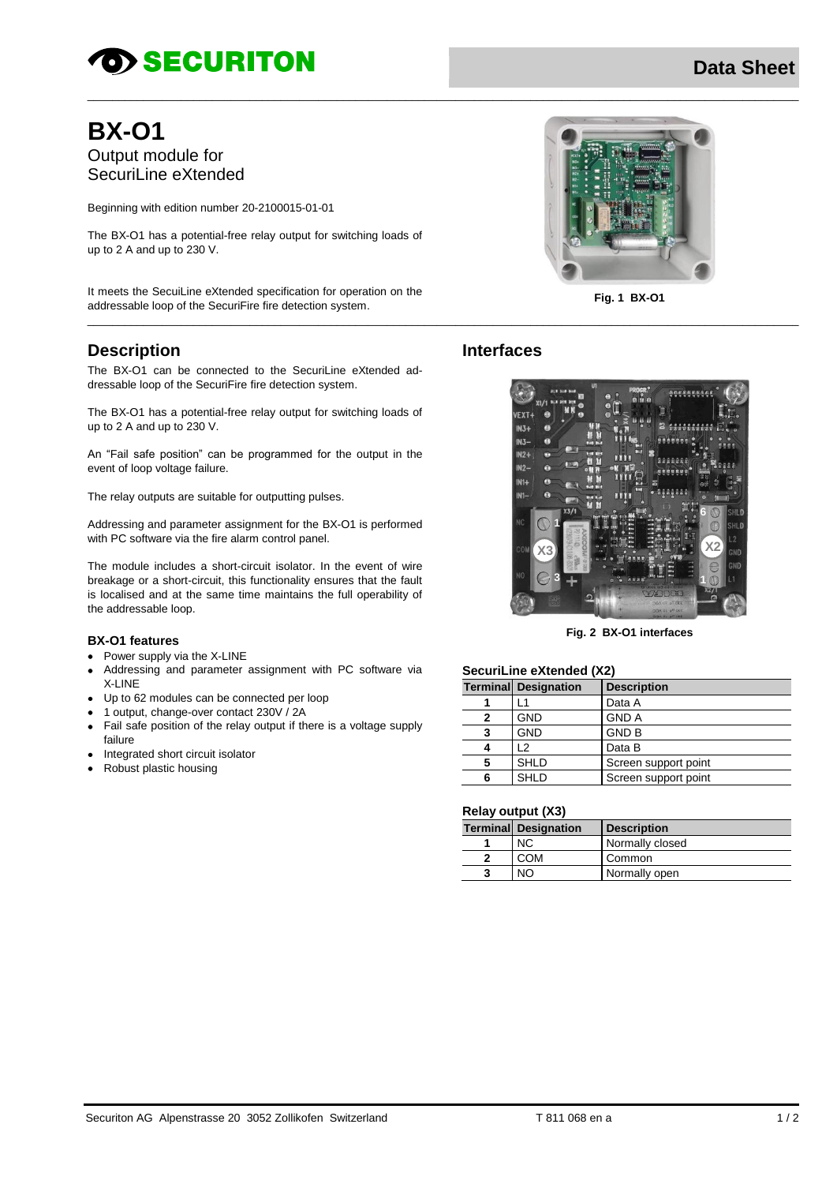# BX-O1

Output module for SecuriLine eXtended

Beginning with edition number 20-2100015-01-01

The BX-O1 has a potential-free relay output for switching loads of up to 2 A and up to 230 V.

It meets the SecuiLine eXtended specification for operation on the addressable loop of the SecuriFire fire detection system.

Fig. 1 BX-O1

## Description

The BX-O1 can be connected to the SecuriLine eXtended addressable loop of the SecuriFire fire detection system.

The BX-O1 has a potential-free relay output for switching loads of up to 2 A and up to 230 V.

An "Fail safe position" can be programmed for the output in the event of loop voltage failure.

The relay outputs are suitable for outputting pulses.

Addressing and parameter assignment for the BX-O1 is performed with PC software via the fire alarm control panel.

The module includes a short-circuit isolator. In the event of wire breakage or a short-circuit, this functionality ensures that the fault is localised and at the same time maintains the full operability of the addressable loop.

### BX-O1 features

- Power supply via the X-LINE
- Addressing and parameter assignment with PC software via X-LINE
- Up to 62 modules can be connected per loop
- 1 output, change-over contact 230V / 2A
- Fail safe position of the relay output if there is a voltage supply failure
- Integrated short circuit isolator
- Robust plastic housing

## Interfaces

Fig. 2 BX-O1 interfaces

**SecuriLine eXtended (X2)**

| Terminal | Designation | Description |
|---|---|---|
| 1 | L1 | Data A |
| 2 | GND | GND A |
| 3 | GND | GND B |
| 4 | L2 | Data B |
| 5 | SHLD | Screen support point |
| 6 | SHLD | Screen support point |

**Relay output (X3)**

| Terminal | Designation | Description |
|---|---|---|
| 1 | NC | Normally closed |
| 2 | COM | Common |
| 3 | NO | Normally open |

Securiton AG Alpenstrasse 20 3052 Zollikofen Switzerland T 811 068 en a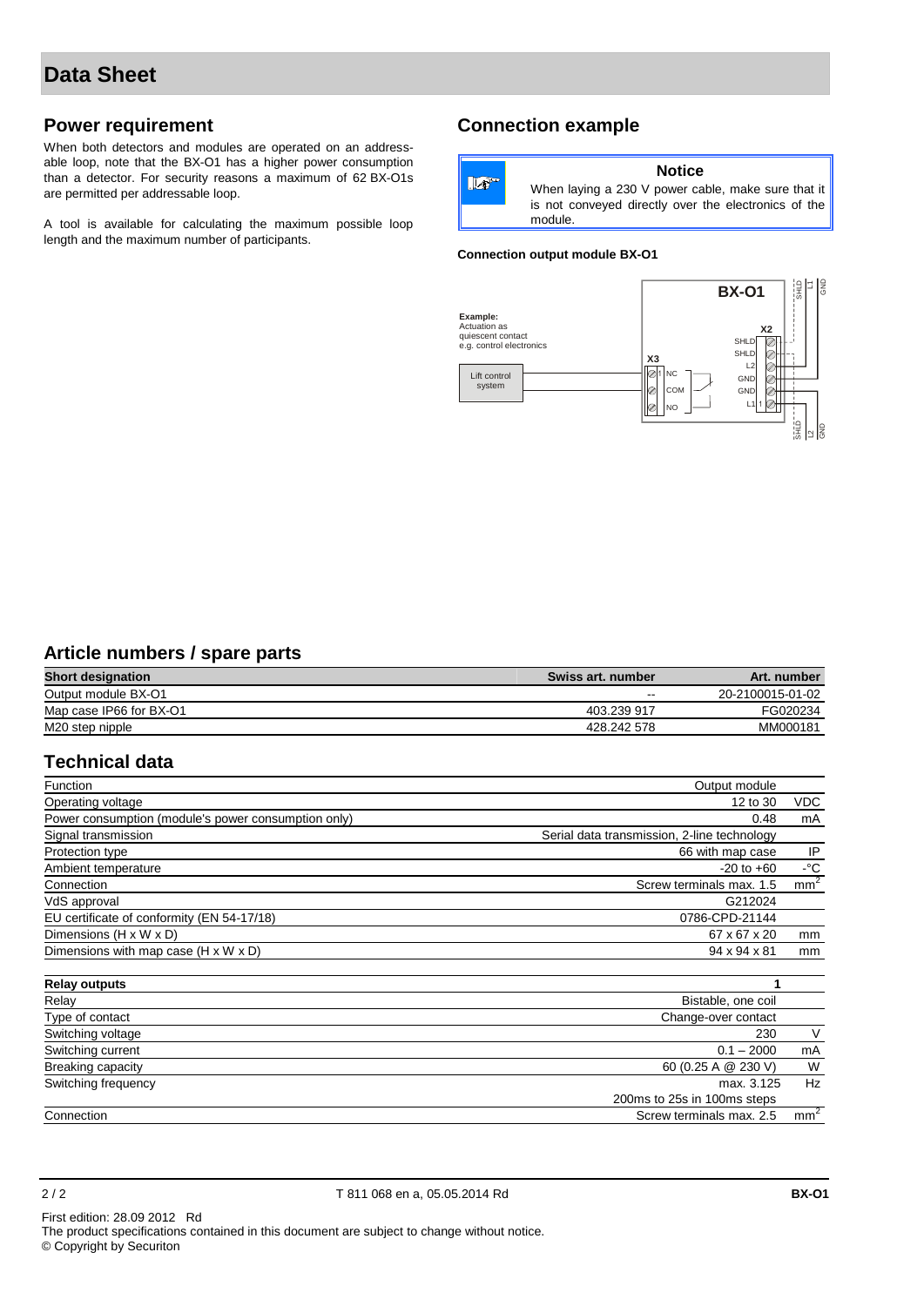# Data Sheet

## Power requirement

When both detectors and modules are operated on an addressable loop, note that the BX-O1 has a higher power consumption than a detector. For security reasons a maximum of 62 BX-O1s are permitted per addressable loop.

A tool is available for calculating the maximum possible loop length and the maximum number of participants.

## Connection example

**Notice**

When laying a 230 V power cable, make sure that it is not conveyed directly over the electronics of the module.

**Connection output module BX-O1**

BX-O1

Example:
Actuation as quiescent contact e.g. control electronics

Lift control system

X3
1 NC
COM
NO

X2
SHLD
SHLD
L2
GND
GND
L1 1

SHLD
L1
GND

SHLD
L2
GND

## Article numbers / spare parts

| Short designation | Swiss art. number | Art. number |
|---|---|---|
| Output module BX-O1 | -- | 20-2100015-01-02 |
| Map case IP66 for BX-O1 | 403.239 917 | FG020234 |
| M20 step nipple | 428.242 578 | MM000181 |

## Technical data

| | | |
|---|---|---|
| Function | Output module | |
| Operating voltage | 12 to 30 | VDC |
| Power consumption (module's power consumption only) | 0.48 | mA |
| Signal transmission | Serial data transmission, 2-line technology | |
| Protection type | 66 with map case | IP |
| Ambient temperature | -20 to +60 | -°C |
| Connection | Screw terminals max. 1.5 | $mm^2$ |
| VdS approval | G212024 | |
| EU certificate of conformity (EN 54-17/18) | 0786-CPD-21144 | |
| Dimensions (H x W x D) | 67 x 67 x 20 | mm |
| Dimensions with map case (H x W x D) | 94 x 94 x 81 | mm |

| **Relay outputs** | **1** | |
|---|---|---|
| Relay | Bistable, one coil | |
| Type of contact | Change-over contact | |
| Switching voltage | 230 | V |
| Switching current | 0.1 – 2000 | mA |
| Breaking capacity | 60 (0.25 A @ 230 V) | W |
| Switching frequency | max. 3.125 | Hz |
| | 200ms to 25s in 100ms steps | |
| Connection | Screw terminals max. 2.5 | $mm^2$ |

T 811 068 en a, 05.05.2014 Rd

First edition: 28.09 2012 Rd
The product specifications contained in this document are subject to change without notice.
© Copyright by Securiton